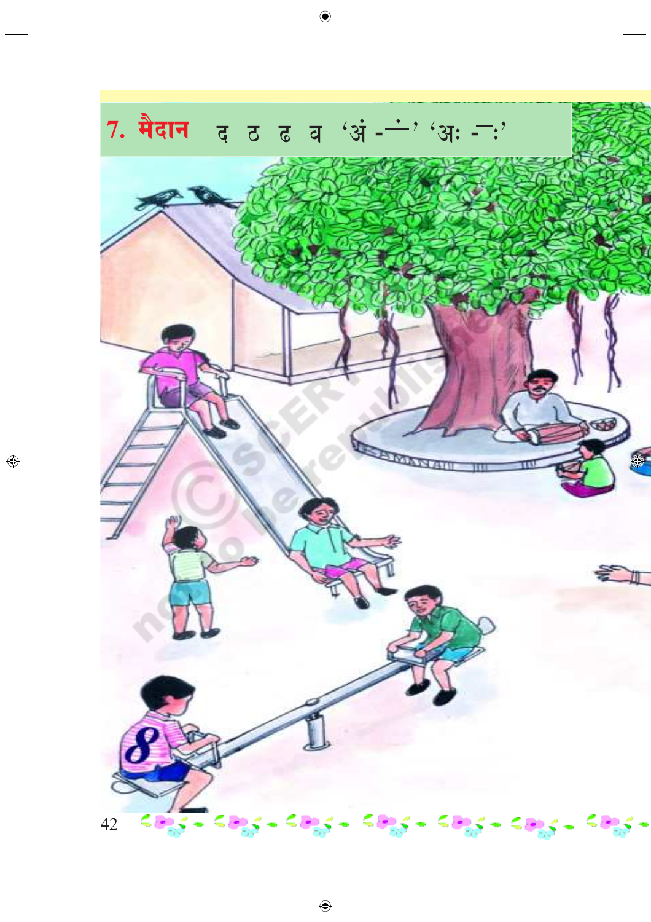# 7. मैदान द ठ ढ व 'अं - ं' 'अः - ः'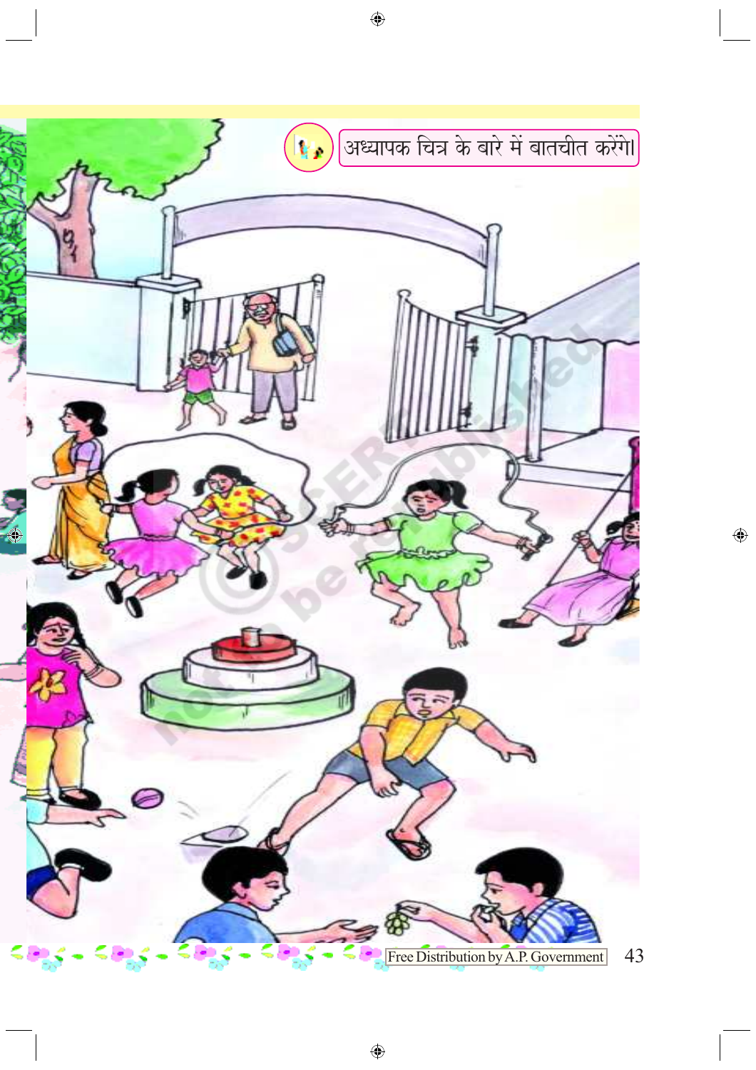अध्यापक चित्र के बारे में बातचीत करेंगे।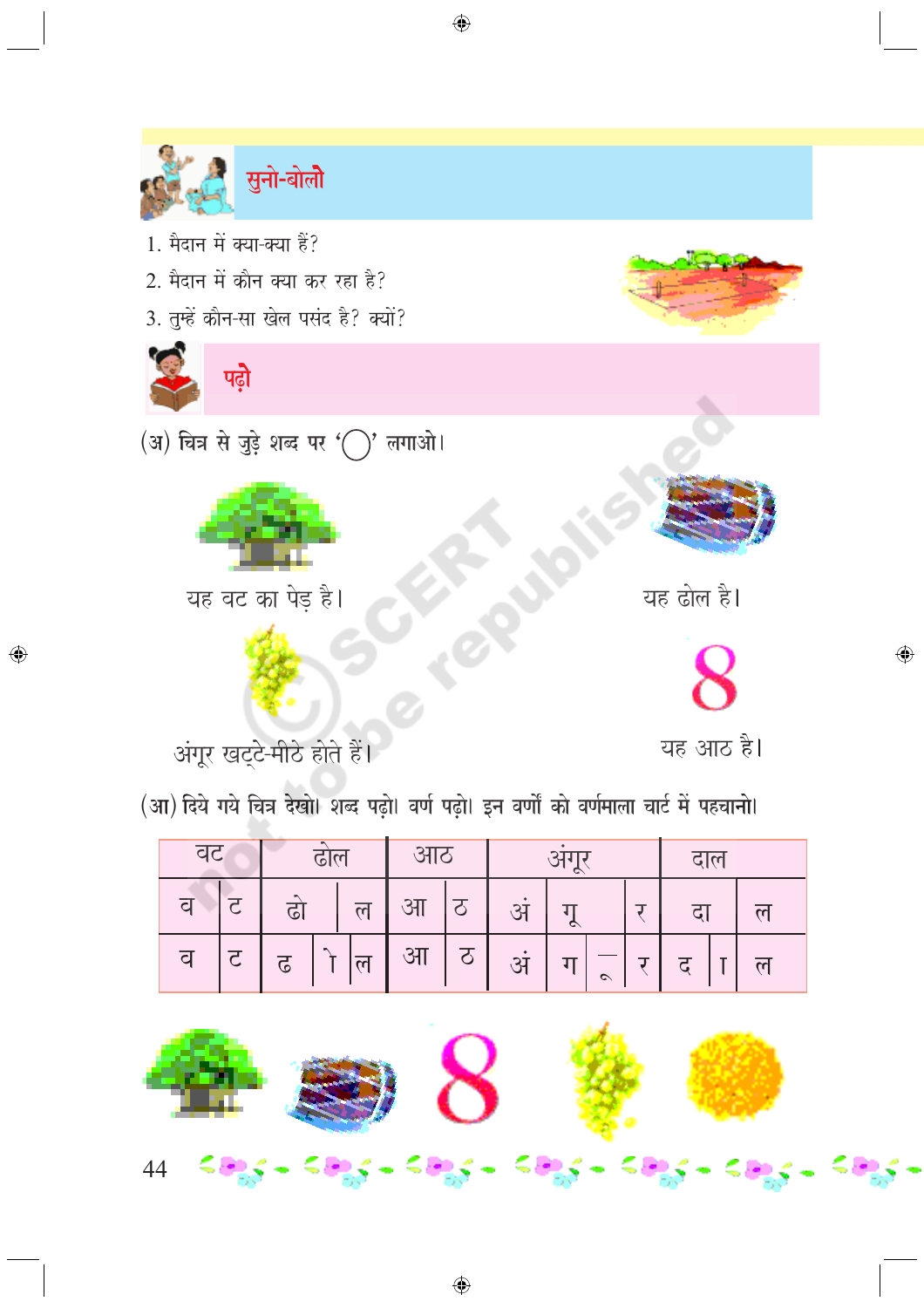## सुनो-बोलो

1. मैदान में क्या-क्या हैं?
2. मैदान में कौन क्या कर रहा है?
3. तुम्हें कौन-सा खेल पसंद है? क्यों?

## पढ़ो

(अ) चित्र से जुड़े शब्द पर '◯' लगाओ।

यह वट का पेड़ है।

यह ढोल है।

अंगूर खट्टे-मीठे होते हैं।

यह आठ है।

(आ) दिये गये चित्र देखो। शब्द पढ़ो। वर्ण पढ़ो। इन वर्णों को वर्णमाला चार्ट में पहचानो।

| वट | | ढोल | | | आठ | | अंगूर | | | | दाल | | |
|---|---|---|---|---|---|---|---|---|---|---|---|---|---|
| व | ट | ढो | | ल | आ | ठ | अं | गू | | र | दा | | ल |
| व | ट | ढ | ो | ल | आ | ठ | अं | ग | ू | र | द | ा | ल |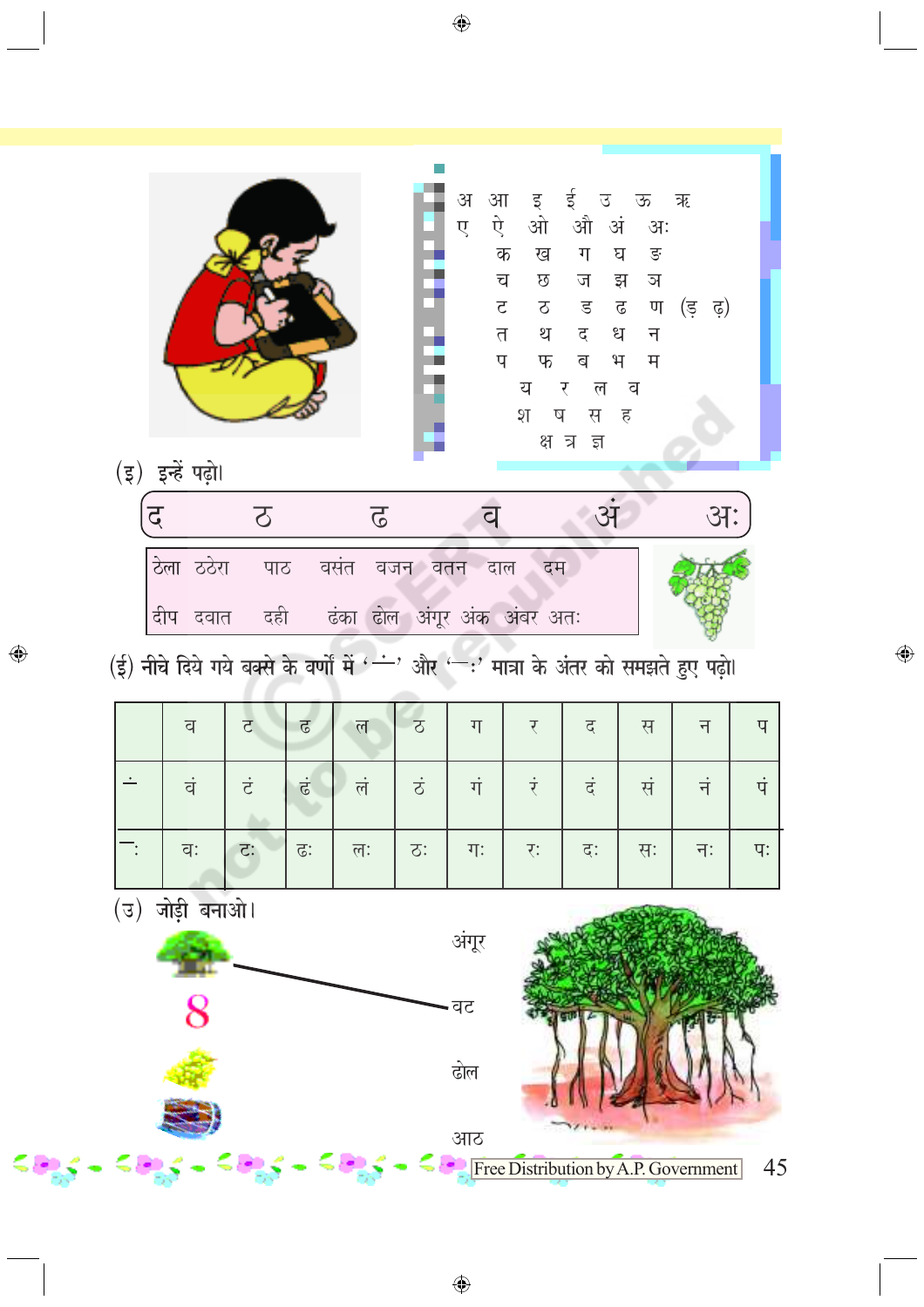अ आ इ ई उ ऊ ऋ
ए ऐ ओ औ अं अः
क ख ग घ ङ
च छ ज झ ञ
ट ठ ड ढ ण (ड़ ढ़)
त थ द ध न
प फ ब भ म
य र ल व
श ष स ह
क्ष त्र ज्ञ

(इ) इन्हें पढ़ो।

द ठ ढ व अं अः

ठेला ठठेरा पाठ वसंत वजन वतन दाल दम

दीप दवात दही ढंका ढोल अंगूर अंक अंबर अतः

(ई) नीचे दिये गये बक्से के वर्णों में '◌ं' और '◌ः' मात्रा के अंतर को समझते हुए पढ़ो।

| | व | ट | ढ | ल | ठ | ग | र | द | स | न | प |
|---|---|---|---|---|---|---|---|---|---|---|---|
| ◌ं | वं | टं | ढं | लं | ठं | गं | रं | दं | सं | नं | पं |
| ◌ः | वः | टः | ढः | लः | ठः | गः | रः | दः | सः | नः | पः |

(उ) जोड़ी बनाओ।

अंगूर

वट

ढोल

आठ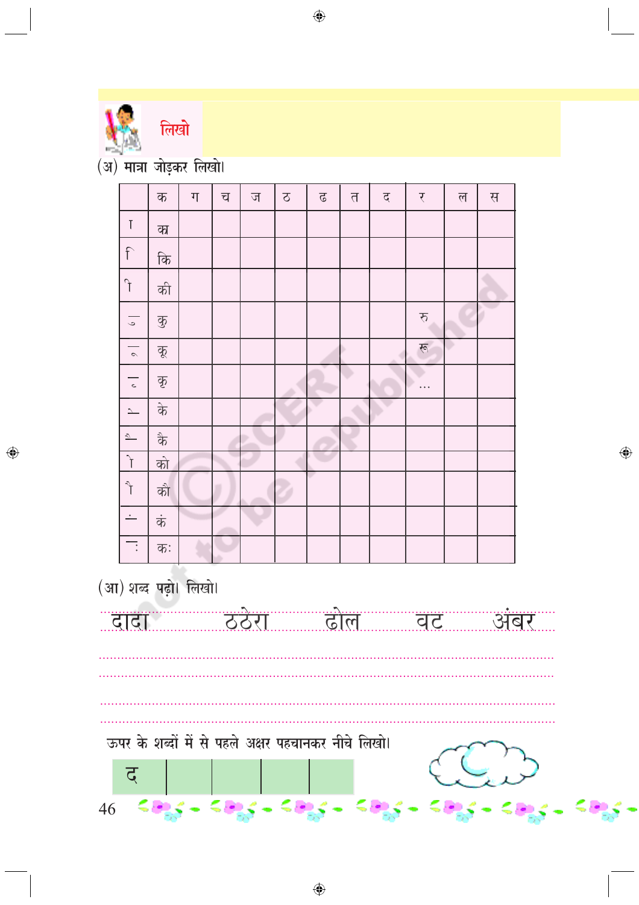## लिखो

(अ) मात्रा जोड़कर लिखो।

| | क | ग | च | ज | ठ | ढ | त | द | र | ल | स |
|---|---|---|---|---|---|---|---|---|---|---|---|
| ा | का | | | | | | | | | | |
| ि | कि | | | | | | | | | | |
| ी | की | | | | | | | | | | |
| ु | कु | | | | | | | | रु | | |
| ू | कू | | | | | | | | रू | | |
| ृ | कृ | | | | | | | | ... | | |
| े | के | | | | | | | | | | |
| ै | कै | | | | | | | | | | |
| ो | को | | | | | | | | | | |
| ौ | कौ | | | | | | | | | | |
| ं | कं | | | | | | | | | | |
| ः | कः | | | | | | | | | | |

(आ) शब्द पढ़ो। लिखो।

दादा ठठेरा ढोल वट अंबर

..............................................................................................

..............................................................................................

..............................................................................................

..............................................................................................

ऊपर के शब्दों में से पहले अक्षर पहचानकर नीचे लिखो।

| द | | | | |
|---|---|---|---|---|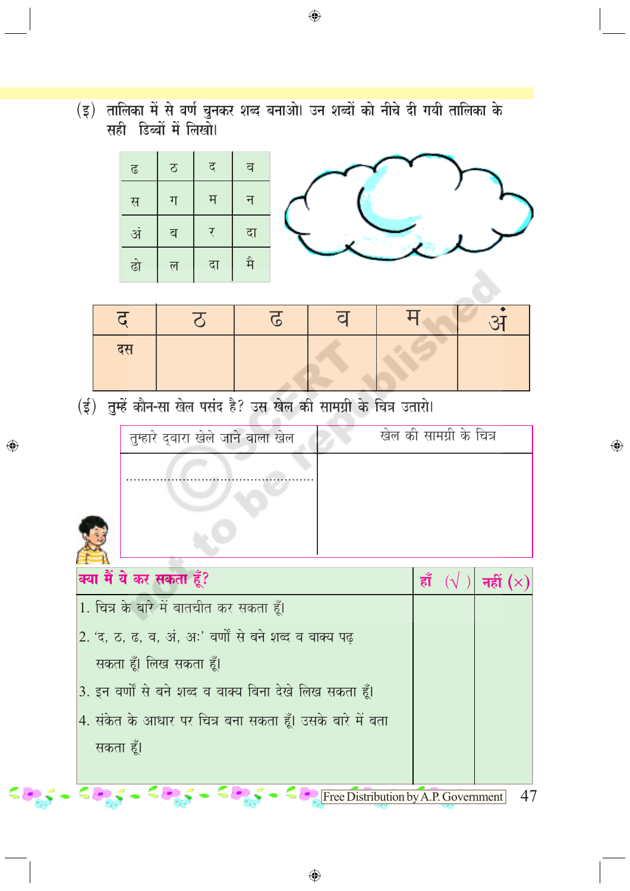(इ) तालिका में से वर्ण चुनकर शब्द बनाओ। उन शब्दों को नीचे दी गयी तालिका के सही डिब्बों में लिखो।

| | | | |
|---|---|---|---|
| ढ | ठ | द | व |
| स | ग | म | न |
| अं | ब | र | दा |
| ढो | ल | दा | मै |

| द | ठ | ढ | व | म | अं |
|---|---|---|---|---|---|
| दस | | | | | |

(ई) तुम्हें कौन-सा खेल पसंद है? उस खेल की सामग्री के चित्र उतारो।

| तुम्हारे द्वारा खेले जाने वाला खेल | खेल की सामग्री के चित्र |
|---|---|
| .................................................. | |

| **क्या मैं ये कर सकता हूँ?** | हाँ (√) | नहीं (×) |
|---|---|---|
| 1. चित्र के बारे में बातचीत कर सकता हूँ। | | |
| 2. 'द, ठ, ढ, व, अं, अः' वर्णों से बने शब्द व वाक्य पढ़ सकता हूँ। लिख सकता हूँ। | | |
| 3. इन वर्णों से बने शब्द व वाक्य बिना देखे लिख सकता हूँ। | | |
| 4. संकेत के आधार पर चित्र बना सकता हूँ। उसके बारे में बता सकता हूँ। | | |

Free Distribution by A.P. Government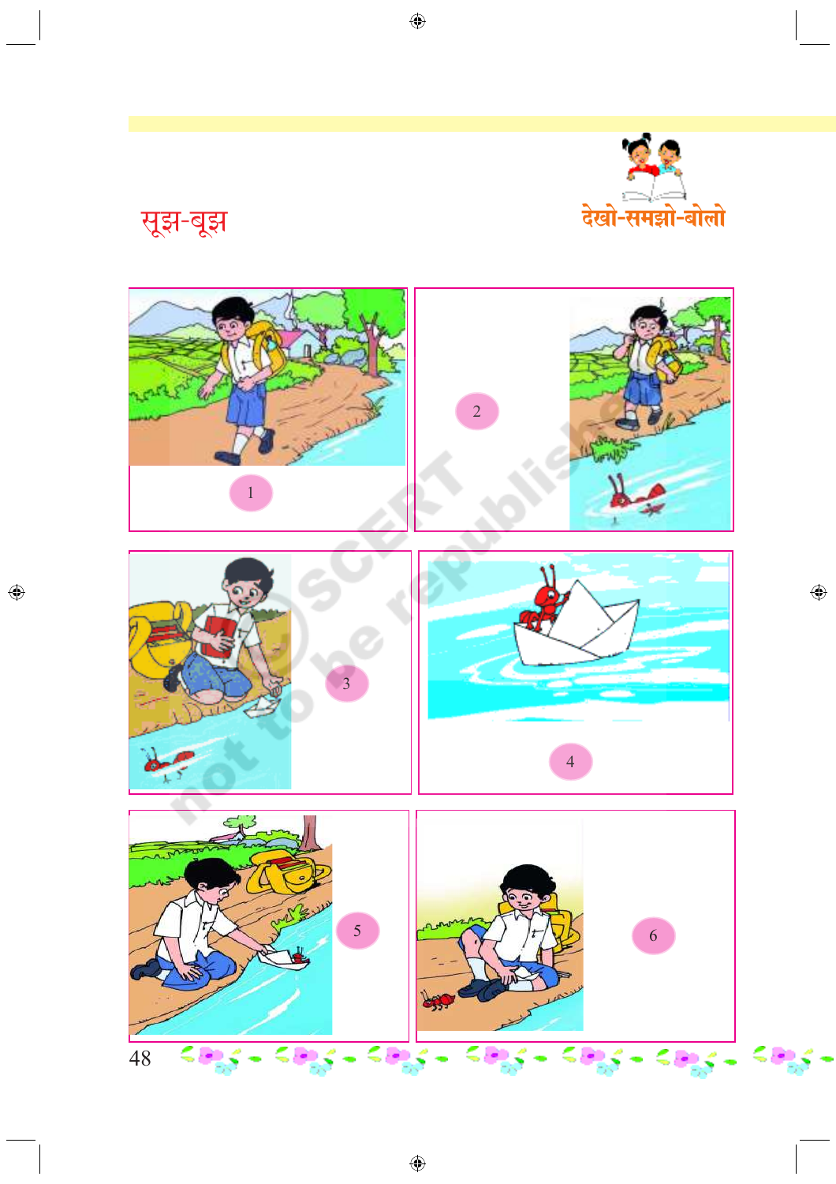## सूझ-बूझ

देखो-समझो-बोलो

1

2

3

4

5

6